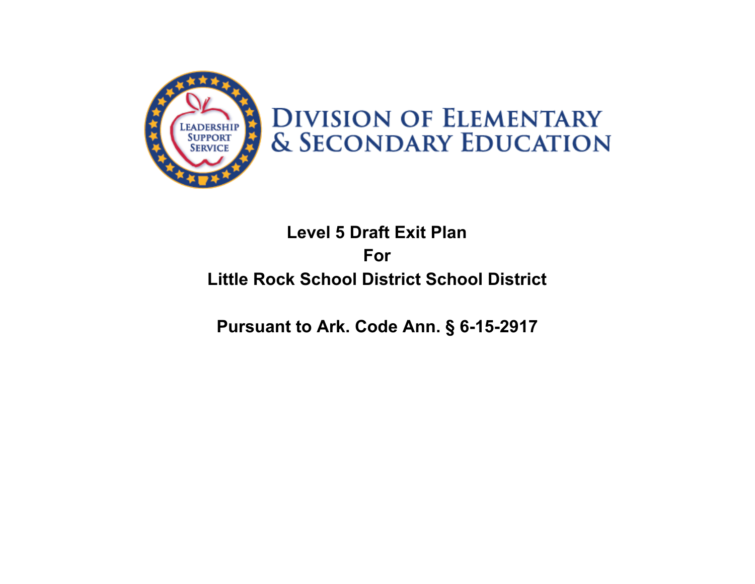DIVISION OF ELEMENTARY & SECONDARY EDUCATION

# Level 5 Draft Exit Plan
# For
# Little Rock School District School District

**Pursuant to Ark. Code Ann. § 6-15-2917**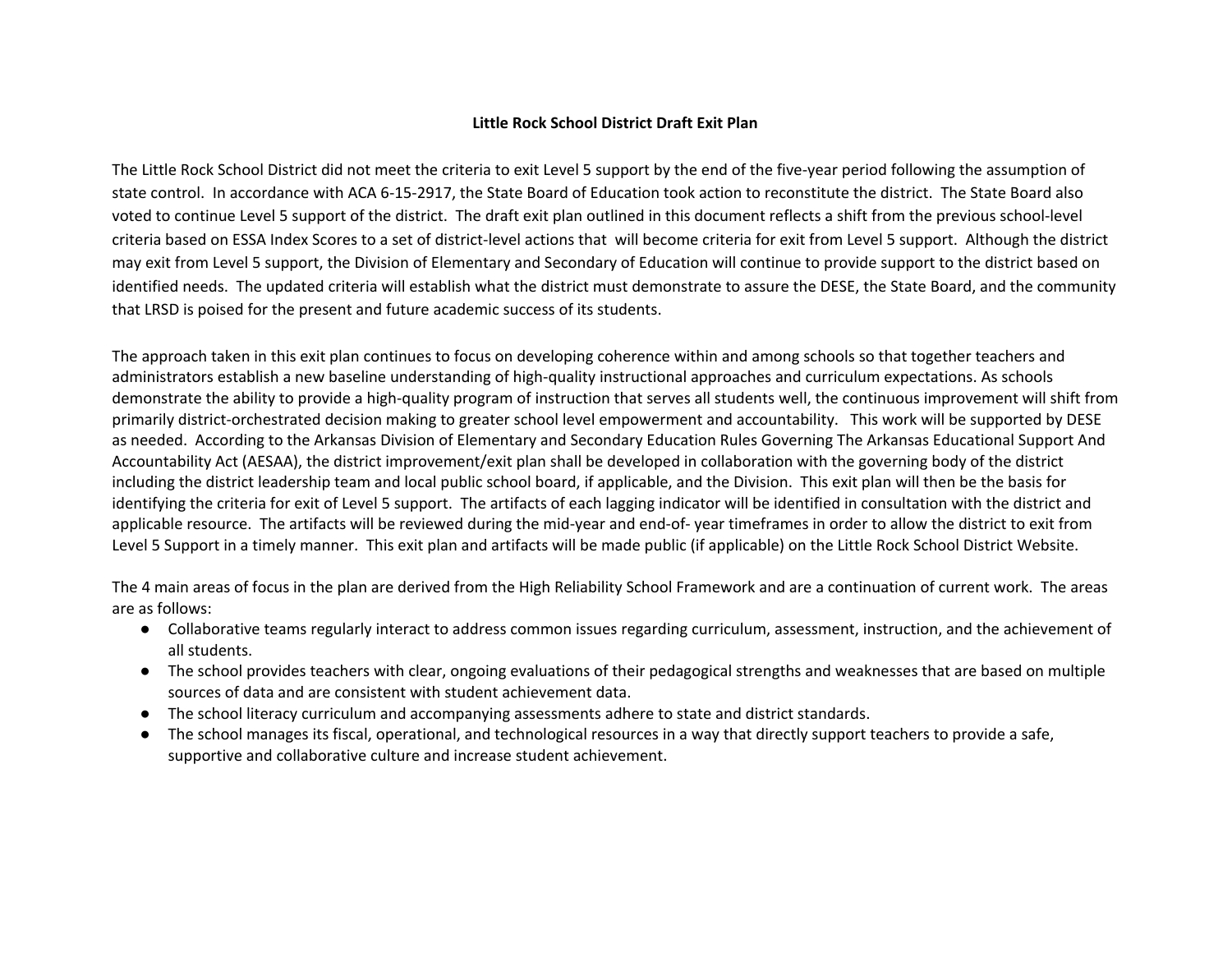**Little Rock School District Draft Exit Plan**

The Little Rock School District did not meet the criteria to exit Level 5 support by the end of the five-year period following the assumption of state control. In accordance with ACA 6-15-2917, the State Board of Education took action to reconstitute the district. The State Board also voted to continue Level 5 support of the district. The draft exit plan outlined in this document reflects a shift from the previous school-level criteria based on ESSA Index Scores to a set of district-level actions that will become criteria for exit from Level 5 support. Although the district may exit from Level 5 support, the Division of Elementary and Secondary of Education will continue to provide support to the district based on identified needs. The updated criteria will establish what the district must demonstrate to assure the DESE, the State Board, and the community that LRSD is poised for the present and future academic success of its students.

The approach taken in this exit plan continues to focus on developing coherence within and among schools so that together teachers and administrators establish a new baseline understanding of high-quality instructional approaches and curriculum expectations. As schools demonstrate the ability to provide a high-quality program of instruction that serves all students well, the continuous improvement will shift from primarily district-orchestrated decision making to greater school level empowerment and accountability. This work will be supported by DESE as needed. According to the Arkansas Division of Elementary and Secondary Education Rules Governing The Arkansas Educational Support And Accountability Act (AESAA), the district improvement/exit plan shall be developed in collaboration with the governing body of the district including the district leadership team and local public school board, if applicable, and the Division. This exit plan will then be the basis for identifying the criteria for exit of Level 5 support. The artifacts of each lagging indicator will be identified in consultation with the district and applicable resource. The artifacts will be reviewed during the mid-year and end-of- year timeframes in order to allow the district to exit from Level 5 Support in a timely manner. This exit plan and artifacts will be made public (if applicable) on the Little Rock School District Website.

The 4 main areas of focus in the plan are derived from the High Reliability School Framework and are a continuation of current work. The areas are as follows:

- Collaborative teams regularly interact to address common issues regarding curriculum, assessment, instruction, and the achievement of all students.
- The school provides teachers with clear, ongoing evaluations of their pedagogical strengths and weaknesses that are based on multiple sources of data and are consistent with student achievement data.
- The school literacy curriculum and accompanying assessments adhere to state and district standards.
- The school manages its fiscal, operational, and technological resources in a way that directly support teachers to provide a safe, supportive and collaborative culture and increase student achievement.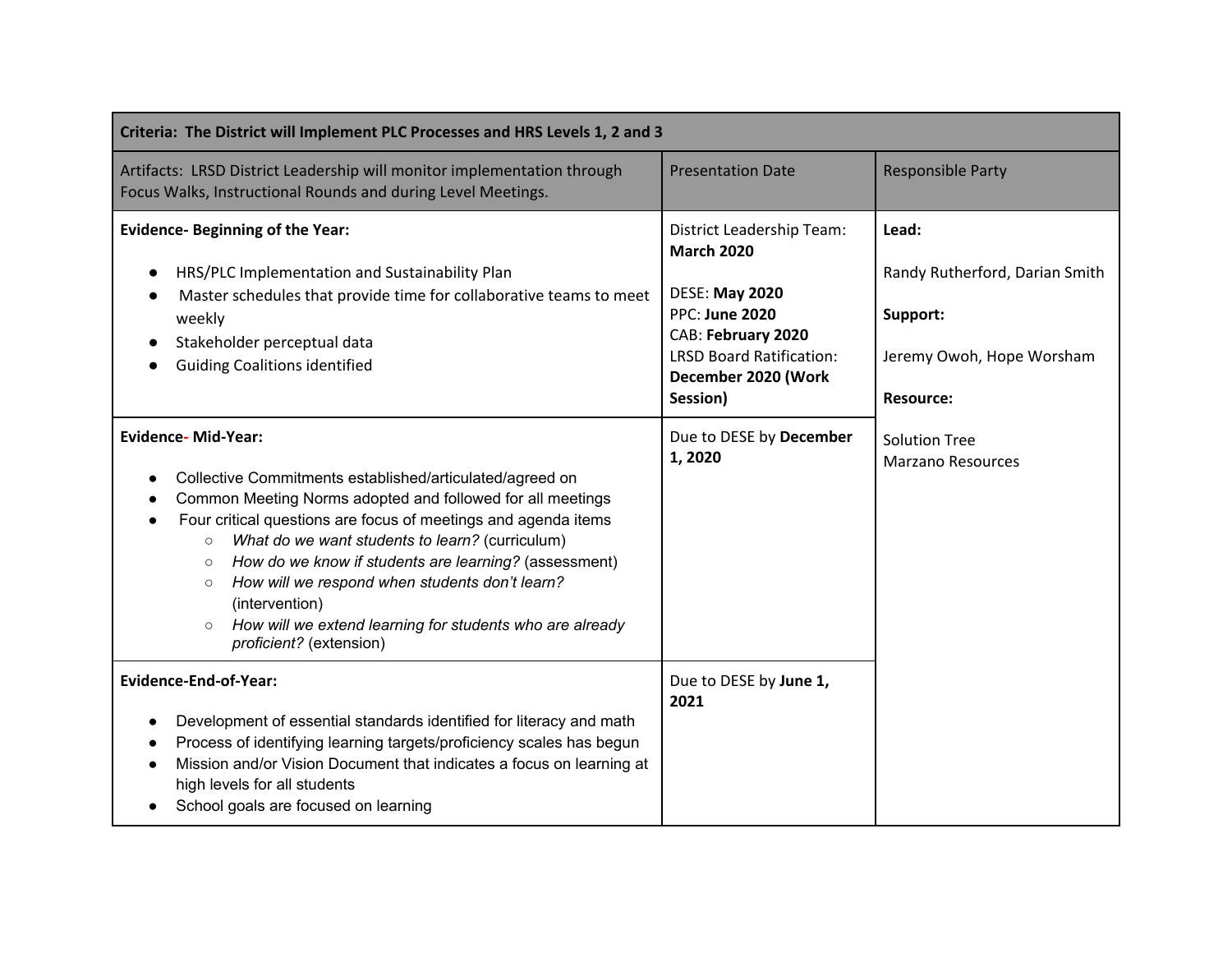| Criteria: The District will Implement PLC Processes and HRS Levels 1, 2 and 3 | | |
|---|---|---|
| Artifacts: LRSD District Leadership will monitor implementation through Focus Walks, Instructional Rounds and during Level Meetings. | Presentation Date | Responsible Party |
| **Evidence- Beginning of the Year:**<br><br>● HRS/PLC Implementation and Sustainability Plan<br>● Master schedules that provide time for collaborative teams to meet weekly<br>● Stakeholder perceptual data<br>● Guiding Coalitions identified | District Leadership Team: **March 2020**<br><br>DESE: **May 2020**<br>PPC: **June 2020**<br>CAB: **February 2020**<br>LRSD Board Ratification: **December 2020 (Work Session)** | **Lead:**<br><br>Randy Rutherford, Darian Smith<br><br>**Support:**<br><br>Jeremy Owoh, Hope Worsham<br><br>**Resource:**<br><br>Solution Tree<br>Marzano Resources |
| **Evidence- Mid-Year:**<br><br>● Collective Commitments established/articulated/agreed on<br>● Common Meeting Norms adopted and followed for all meetings<br>● Four critical questions are focus of meetings and agenda items<br>&nbsp;&nbsp;○ *What do we want students to learn?* (curriculum)<br>&nbsp;&nbsp;○ *How do we know if students are learning?* (assessment)<br>&nbsp;&nbsp;○ *How will we respond when students don't learn?* (intervention)<br>&nbsp;&nbsp;○ *How will we extend learning for students who are already proficient?* (extension) | Due to DESE by **December 1, 2020** | |
| **Evidence-End-of-Year:**<br><br>● Development of essential standards identified for literacy and math<br>● Process of identifying learning targets/proficiency scales has begun<br>● Mission and/or Vision Document that indicates a focus on learning at high levels for all students<br>● School goals are focused on learning | Due to DESE by **June 1, 2021** | |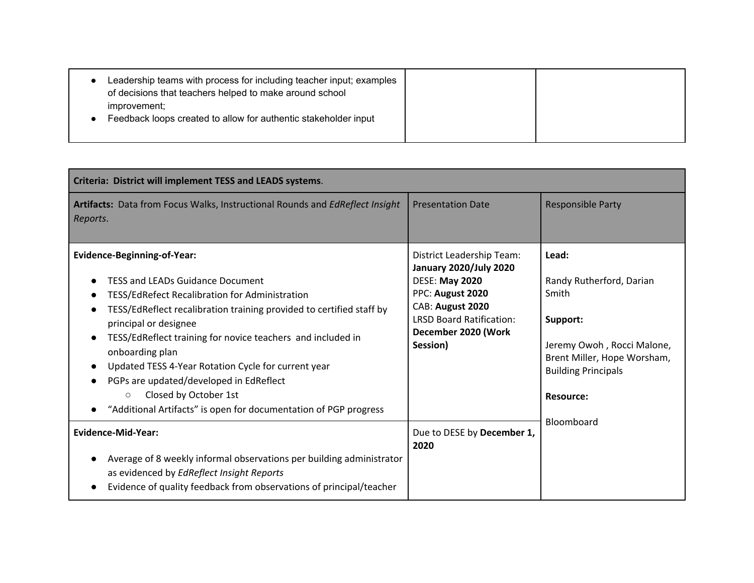| | | |
|---|---|---|
| • Leadership teams with process for including teacher input; examples of decisions that teachers helped to make around school improvement;<br>• Feedback loops created to allow for authentic stakeholder input | | |

| **Criteria: District will implement TESS and LEADS systems**. | | |
|---|---|---|
| **Artifacts:** Data from Focus Walks, Instructional Rounds and *EdReflect Insight Reports*. | Presentation Date | Responsible Party |
| **Evidence-Beginning-of-Year:**<br>• TESS and LEADs Guidance Document<br>• TESS/EdRefect Recalibration for Administration<br>• TESS/EdReflect recalibration training provided to certified staff by principal or designee<br>• TESS/EdReflect training for novice teachers and included in onboarding plan<br>• Updated TESS 4-Year Rotation Cycle for current year<br>• PGPs are updated/developed in EdReflect<br>&nbsp;&nbsp;&nbsp;&nbsp;○ Closed by October 1st<br>• "Additional Artifacts" is open for documentation of PGP progress | District Leadership Team: **January 2020/July 2020**<br>DESE: **May 2020**<br>PPC: **August 2020**<br>CAB: **August 2020**<br>LRSD Board Ratification: **December 2020 (Work Session)** | **Lead:**<br>Randy Rutherford, Darian Smith<br>**Support:**<br>Jeremy Owoh , Rocci Malone, Brent Miller, Hope Worsham, Building Principals<br>**Resource:**<br>Bloomboard |
| **Evidence-Mid-Year:**<br>• Average of 8 weekly informal observations per building administrator as evidenced by *EdReflect Insight Reports*<br>• Evidence of quality feedback from observations of principal/teacher | Due to DESE by **December 1, 2020** | |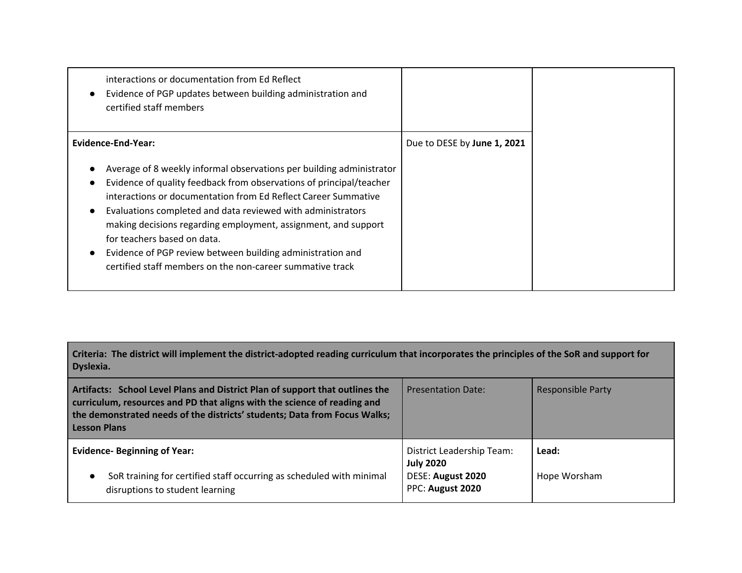| | | |
|---|---|---|
| interactions or documentation from Ed Reflect<br>● Evidence of PGP updates between building administration and certified staff members | | |
| **Evidence-End-Year:**<br><br>● Average of 8 weekly informal observations per building administrator<br>● Evidence of quality feedback from observations of principal/teacher interactions or documentation from Ed Reflect Career Summative<br>● Evaluations completed and data reviewed with administrators making decisions regarding employment, assignment, and support for teachers based on data.<br>● Evidence of PGP review between building administration and certified staff members on the non-career summative track | Due to DESE by **June 1, 2021** | |

| **Criteria: The district will implement the district-adopted reading curriculum that incorporates the principles of the SoR and support for Dyslexia.** | | |
|---|---|---|
| **Artifacts: School Level Plans and District Plan of support that outlines the curriculum, resources and PD that aligns with the science of reading and the demonstrated needs of the districts' students; Data from Focus Walks; Lesson Plans** | Presentation Date: | Responsible Party |
| **Evidence- Beginning of Year:**<br><br>● SoR training for certified staff occurring as scheduled with minimal disruptions to student learning | District Leadership Team: **July 2020**<br>DESE: **August 2020**<br>PPC: **August 2020** | **Lead:**<br><br>Hope Worsham |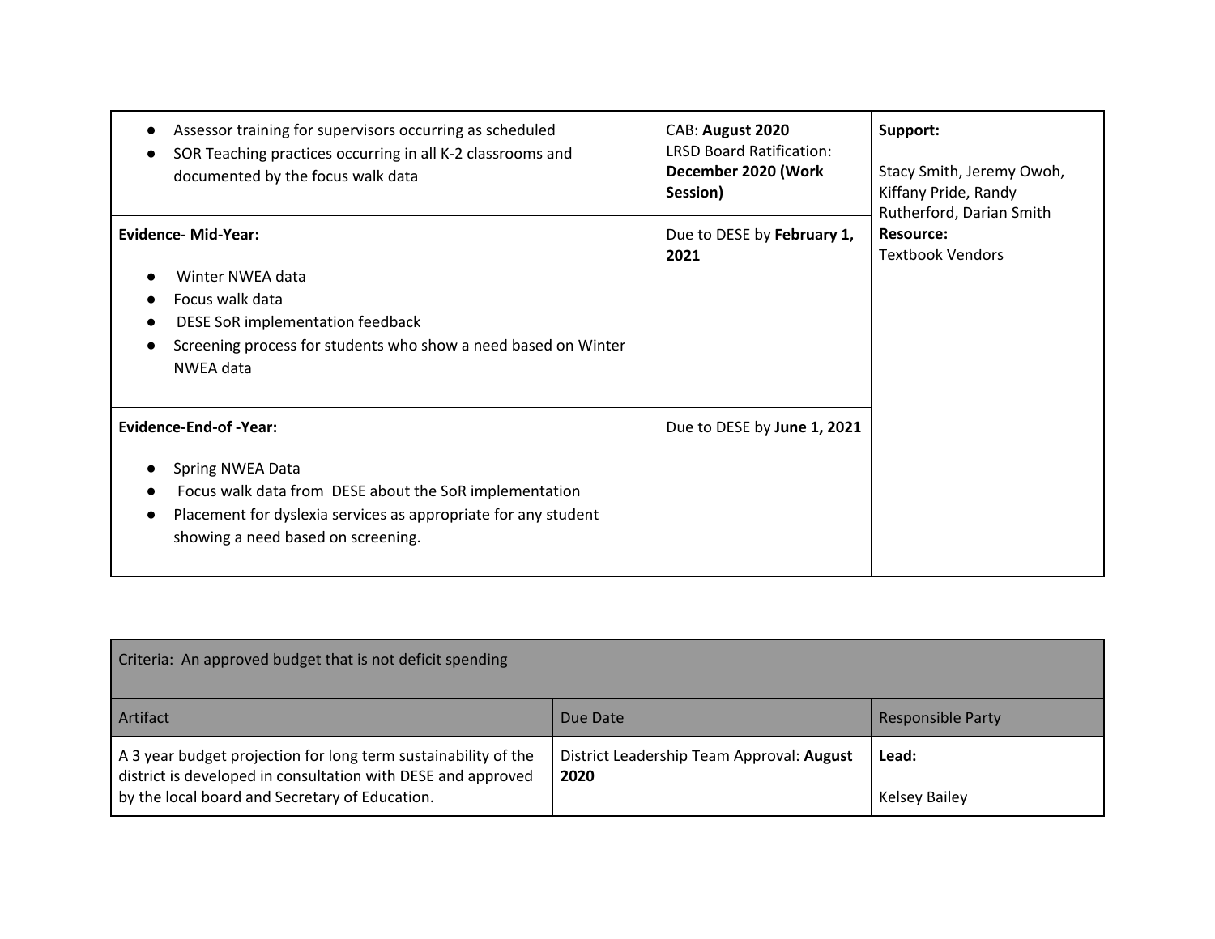| | | |
|---|---|---|
| <ul><li>Assessor training for supervisors occurring as scheduled</li><li>SOR Teaching practices occurring in all K-2 classrooms and documented by the focus walk data</li></ul> | CAB: **August 2020**<br>LRSD Board Ratification: **December 2020 (Work Session)** | **Support:**<br><br>Stacy Smith, Jeremy Owoh, Kiffany Pride, Randy Rutherford, Darian Smith<br>**Resource:**<br>Textbook Vendors |
| **Evidence- Mid-Year:**<br><ul><li>Winter NWEA data</li><li>Focus walk data</li><li>DESE SoR implementation feedback</li><li>Screening process for students who show a need based on Winter NWEA data</li></ul> | Due to DESE by **February 1, 2021** | |
| **Evidence-End-of -Year:**<br><ul><li>Spring NWEA Data</li><li>Focus walk data from DESE about the SoR implementation</li><li>Placement for dyslexia services as appropriate for any student showing a need based on screening.</li></ul> | Due to DESE by **June 1, 2021** | |

| Criteria: An approved budget that is not deficit spending | | |
|---|---|---|
| Artifact | Due Date | Responsible Party |
| A 3 year budget projection for long term sustainability of the district is developed in consultation with DESE and approved by the local board and Secretary of Education. | District Leadership Team Approval: **August 2020** | **Lead:**<br><br>Kelsey Bailey |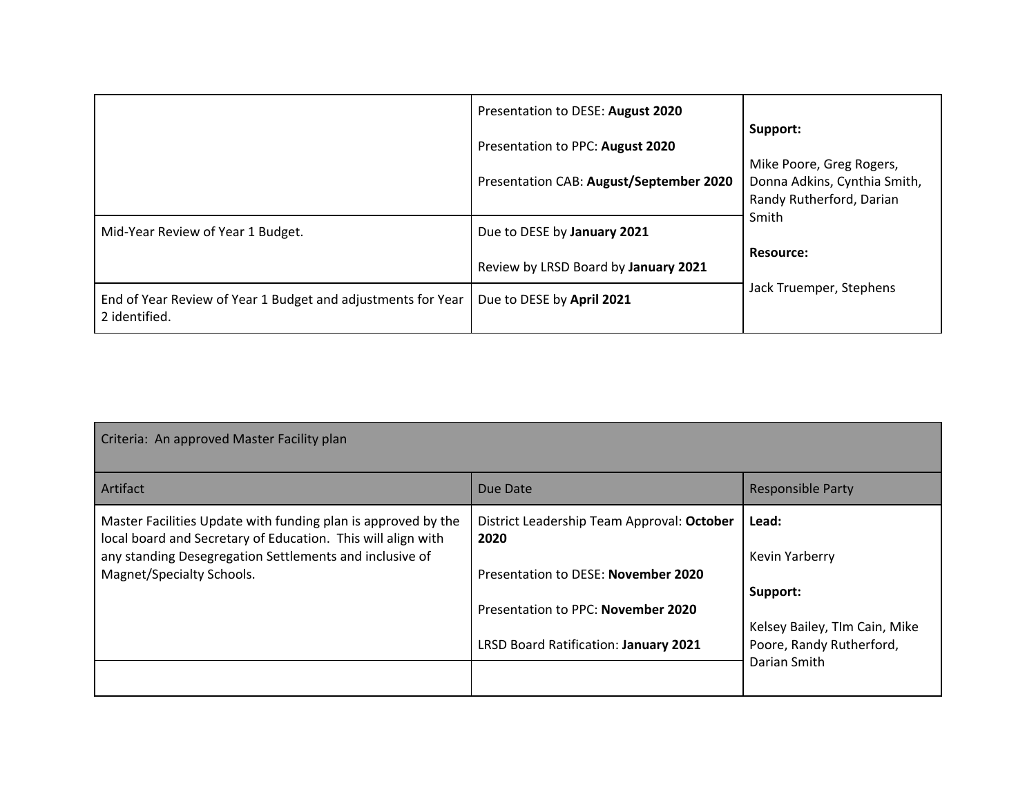| | | |
|---|---|---|
| | Presentation to DESE: **August 2020**<br><br>Presentation to PPC: **August 2020**<br><br>Presentation CAB: **August/September 2020** | **Support:**<br><br>Mike Poore, Greg Rogers, Donna Adkins, Cynthia Smith, Randy Rutherford, Darian Smith<br><br>**Resource:**<br><br>Jack Truemper, Stephens |
| Mid-Year Review of Year 1 Budget. | Due to DESE by **January 2021**<br><br>Review by LRSD Board by **January 2021** | |
| End of Year Review of Year 1 Budget and adjustments for Year 2 identified. | Due to DESE by **April 2021** | |

| Criteria: An approved Master Facility plan | | |
|---|---|---|
| Artifact | Due Date | Responsible Party |
| Master Facilities Update with funding plan is approved by the local board and Secretary of Education. This will align with any standing Desegregation Settlements and inclusive of Magnet/Specialty Schools. | District Leadership Team Approval: **October 2020**<br><br>Presentation to DESE: **November 2020**<br><br>Presentation to PPC: **November 2020**<br><br>LRSD Board Ratification: **January 2021** | **Lead:**<br><br>Kevin Yarberry<br><br>**Support:**<br><br>Kelsey Bailey, TIm Cain, Mike Poore, Randy Rutherford, Darian Smith |
| | | |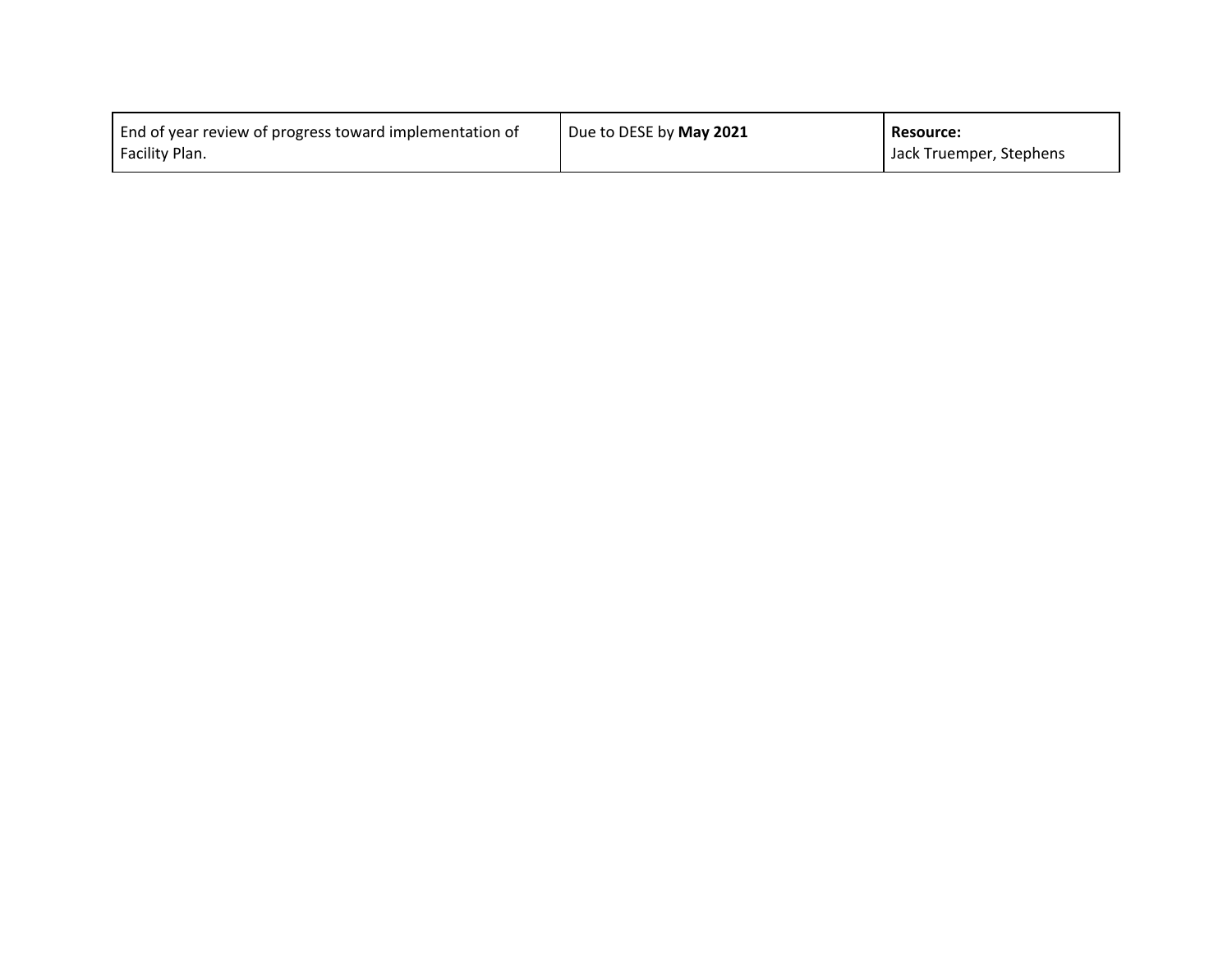| | | |
|---|---|---|
| End of year review of progress toward implementation of Facility Plan. | Due to DESE by **May 2021** | **Resource:** Jack Truemper, Stephens |